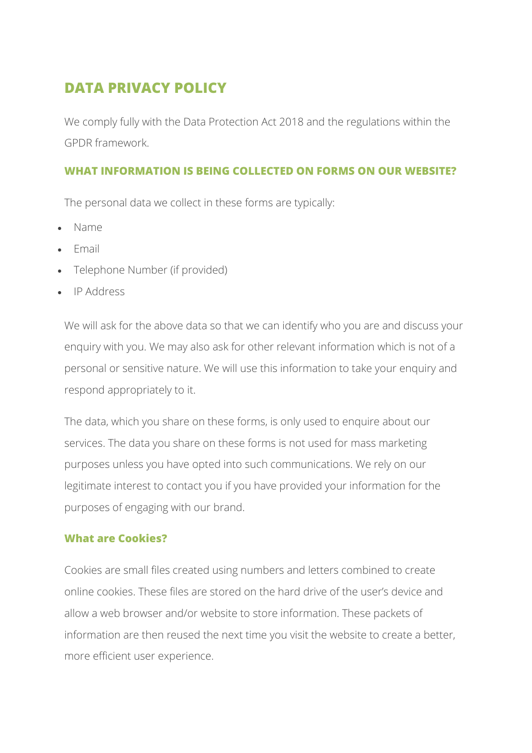# DATA PRIVACY POLICY

We comply fully with the Data Protection Act 2018 and the regulations within the GPDR framework.

### WHAT INFORMATION IS BEING COLLECTED ON FORMS ON OUR WEBSITE?

The personal data we collect in these forms are typically:

- Name
- Email
- Telephone Number (if provided)
- IP Address

We will ask for the above data so that we can identify who you are and discuss your enquiry with you. We may also ask for other relevant information which is not of a personal or sensitive nature. We will use this information to take your enquiry and respond appropriately to it.

The data, which you share on these forms, is only used to enquire about our services. The data you share on these forms is not used for mass marketing purposes unless you have opted into such communications. We rely on our legitimate interest to contact you if you have provided your information for the purposes of engaging with our brand.

### What are Cookies?

Cookies are small files created using numbers and letters combined to create online cookies. These files are stored on the hard drive of the user's device and allow a web browser and/or website to store information. These packets of information are then reused the next time you visit the website to create a better, more efficient user experience.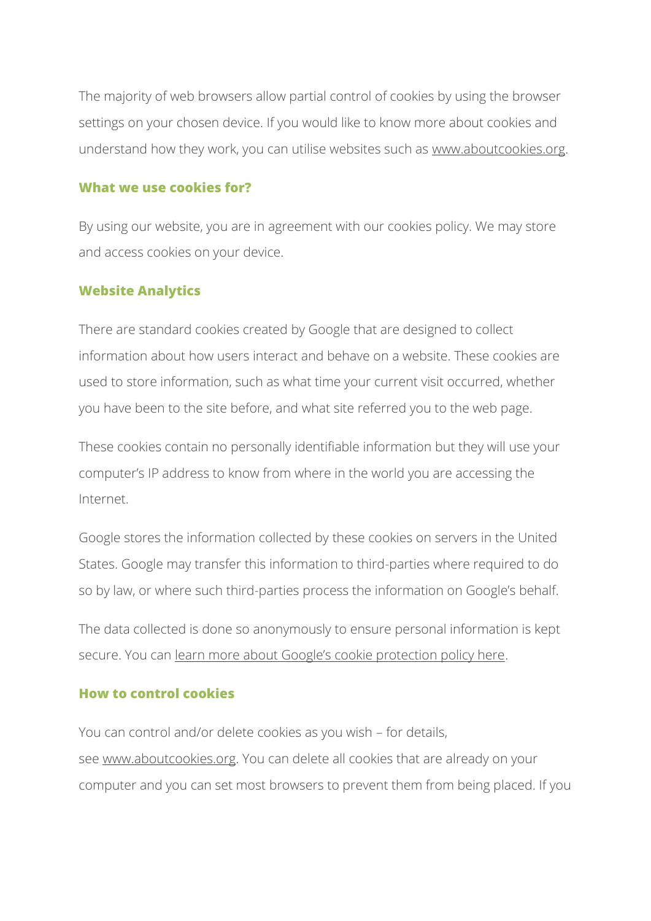The majority of web browsers allow partial control of cookies by using the browser settings on your chosen device. If you would like to know more about cookies and understand how they work, you can utilise websites such as www.aboutcookies.org.

### What we use cookies for?

By using our website, you are in agreement with our cookies policy. We may store and access cookies on your device.

### Website Analytics

There are standard cookies created by Google that are designed to collect information about how users interact and behave on a website. These cookies are used to store information, such as what time your current visit occurred, whether you have been to the site before, and what site referred you to the web page.

These cookies contain no personally identifiable information but they will use your computer's IP address to know from where in the world you are accessing the Internet.

Google stores the information collected by these cookies on servers in the United States. Google may transfer this information to third-parties where required to do so by law, or where such third-parties process the information on Google's behalf.

The data collected is done so anonymously to ensure personal information is kept secure. You can learn more about Google's cookie protection policy here.

### How to control cookies

You can control and/or delete cookies as you wish – for details, see www.aboutcookies.org. You can delete all cookies that are already on your computer and you can set most browsers to prevent them from being placed. If you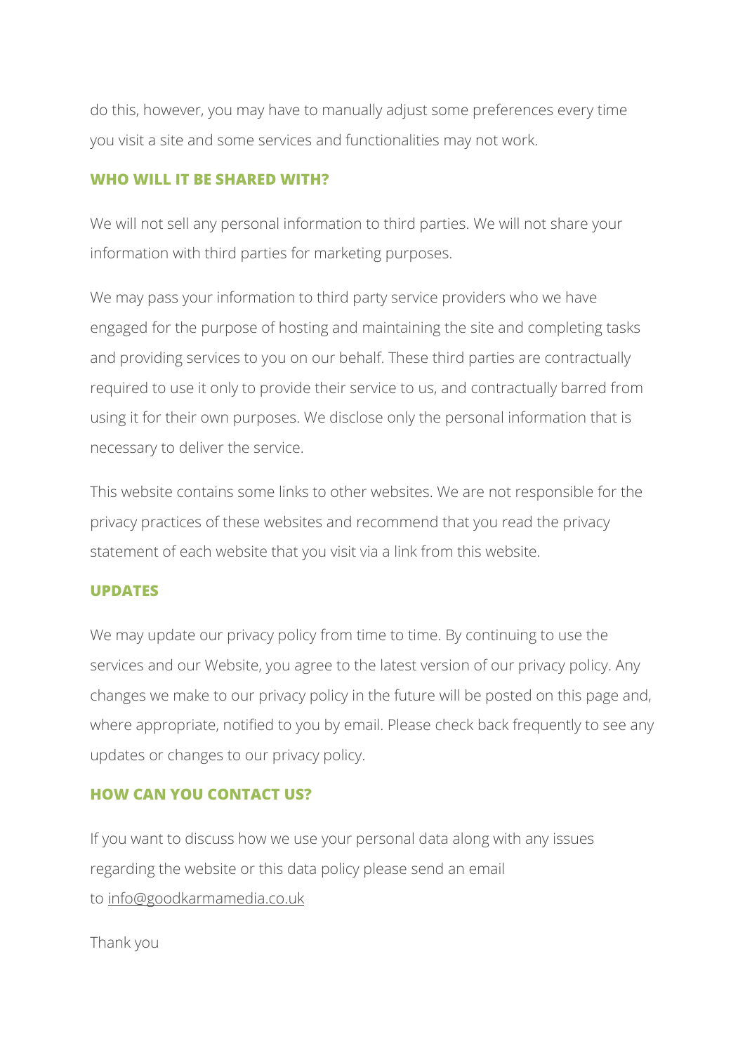do this, however, you may have to manually adjust some preferences every time you visit a site and some services and functionalities may not work.

## WHO WILL IT BE SHARED WITH?

We will not sell any personal information to third parties. We will not share your information with third parties for marketing purposes.

We may pass your information to third party service providers who we have engaged for the purpose of hosting and maintaining the site and completing tasks and providing services to you on our behalf. These third parties are contractually required to use it only to provide their service to us, and contractually barred from using it for their own purposes. We disclose only the personal information that is necessary to deliver the service.

This website contains some links to other websites. We are not responsible for the privacy practices of these websites and recommend that you read the privacy statement of each website that you visit via a link from this website.

## UPDATES

We may update our privacy policy from time to time. By continuing to use the services and our Website, you agree to the latest version of our privacy policy. Any changes we make to our privacy policy in the future will be posted on this page and, where appropriate, notified to you by email. Please check back frequently to see any updates or changes to our privacy policy.

## HOW CAN YOU CONTACT US?

If you want to discuss how we use your personal data along with any issues regarding the website or this data policy please send an email to info@goodkarmamedia.co.uk

Thank you